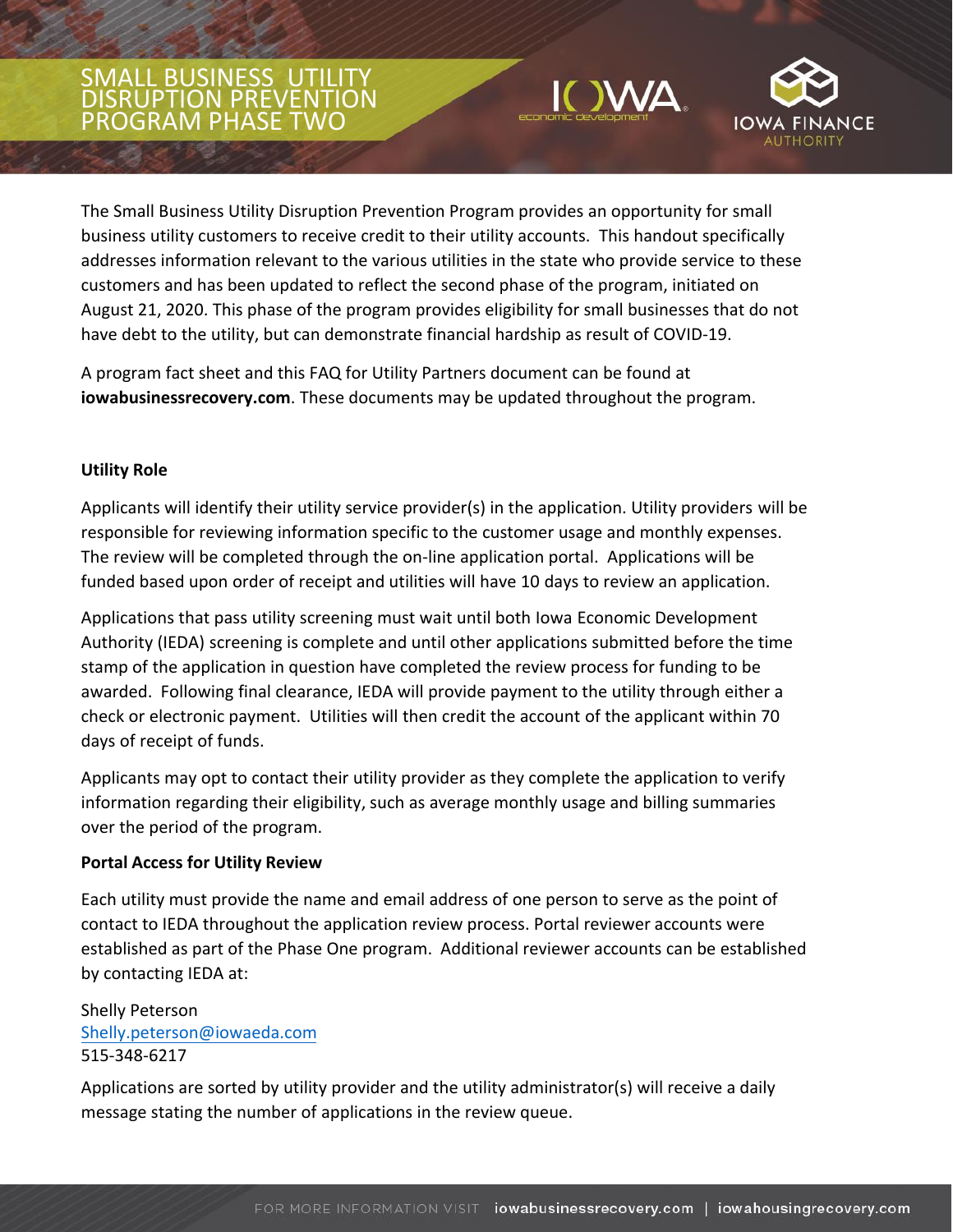# SMALL BUSINESS UTILITY DISRUPTION PREVENTION PROGRAM PHASE TWO

The Small Business Utility Disruption Prevention Program provides an opportunity for small business utility customers to receive credit to their utility accounts. This handout specifically addresses information relevant to the various utilities in the state who provide service to these customers and has been updated to reflect the second phase of the program, initiated on August 21, 2020. This phase of the program provides eligibility for small businesses that do not have debt to the utility, but can demonstrate financial hardship as result of COVID-19.

A program fact sheet and this FAQ for Utility Partners document can be found at **iowabusinessrecovery.com**. These documents may be updated throughout the program.

**Utility Role**

Applicants will identify their utility service provider(s) in the application. Utility providers will be responsible for reviewing information specific to the customer usage and monthly expenses. The review will be completed through the on-line application portal. Applications will be funded based upon order of receipt and utilities will have 10 days to review an application.

Applications that pass utility screening must wait until both Iowa Economic Development Authority (IEDA) screening is complete and until other applications submitted before the time stamp of the application in question have completed the review process for funding to be awarded. Following final clearance, IEDA will provide payment to the utility through either a check or electronic payment. Utilities will then credit the account of the applicant within 70 days of receipt of funds.

Applicants may opt to contact their utility provider as they complete the application to verify information regarding their eligibility, such as average monthly usage and billing summaries over the period of the program.

**Portal Access for Utility Review**

Each utility must provide the name and email address of one person to serve as the point of contact to IEDA throughout the application review process. Portal reviewer accounts were established as part of the Phase One program. Additional reviewer accounts can be established by contacting IEDA at:

Shelly Peterson
Shelly.peterson@iowaeda.com
515-348-6217

Applications are sorted by utility provider and the utility administrator(s) will receive a daily message stating the number of applications in the review queue.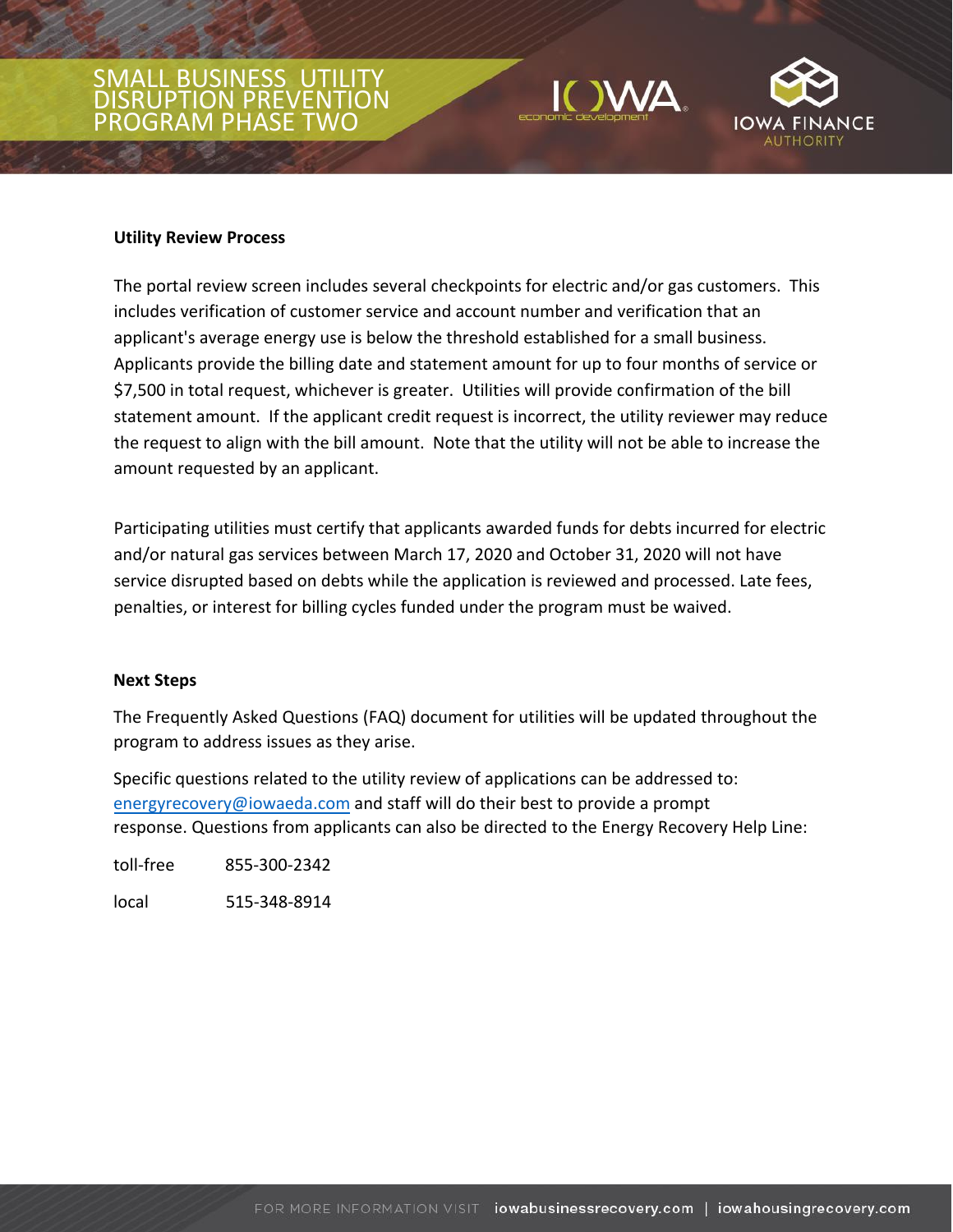## Utility Review Process

The portal review screen includes several checkpoints for electric and/or gas customers. This includes verification of customer service and account number and verification that an applicant's average energy use is below the threshold established for a small business. Applicants provide the billing date and statement amount for up to four months of service or $7,500 in total request, whichever is greater. Utilities will provide confirmation of the bill statement amount. If the applicant credit request is incorrect, the utility reviewer may reduce the request to align with the bill amount. Note that the utility will not be able to increase the amount requested by an applicant.

Participating utilities must certify that applicants awarded funds for debts incurred for electric and/or natural gas services between March 17, 2020 and October 31, 2020 will not have service disrupted based on debts while the application is reviewed and processed. Late fees, penalties, or interest for billing cycles funded under the program must be waived.

## Next Steps

The Frequently Asked Questions (FAQ) document for utilities will be updated throughout the program to address issues as they arise.

Specific questions related to the utility review of applications can be addressed to: energyrecovery@iowaeda.com and staff will do their best to provide a prompt response. Questions from applicants can also be directed to the Energy Recovery Help Line:

toll-free 855-300-2342

local 515-348-8914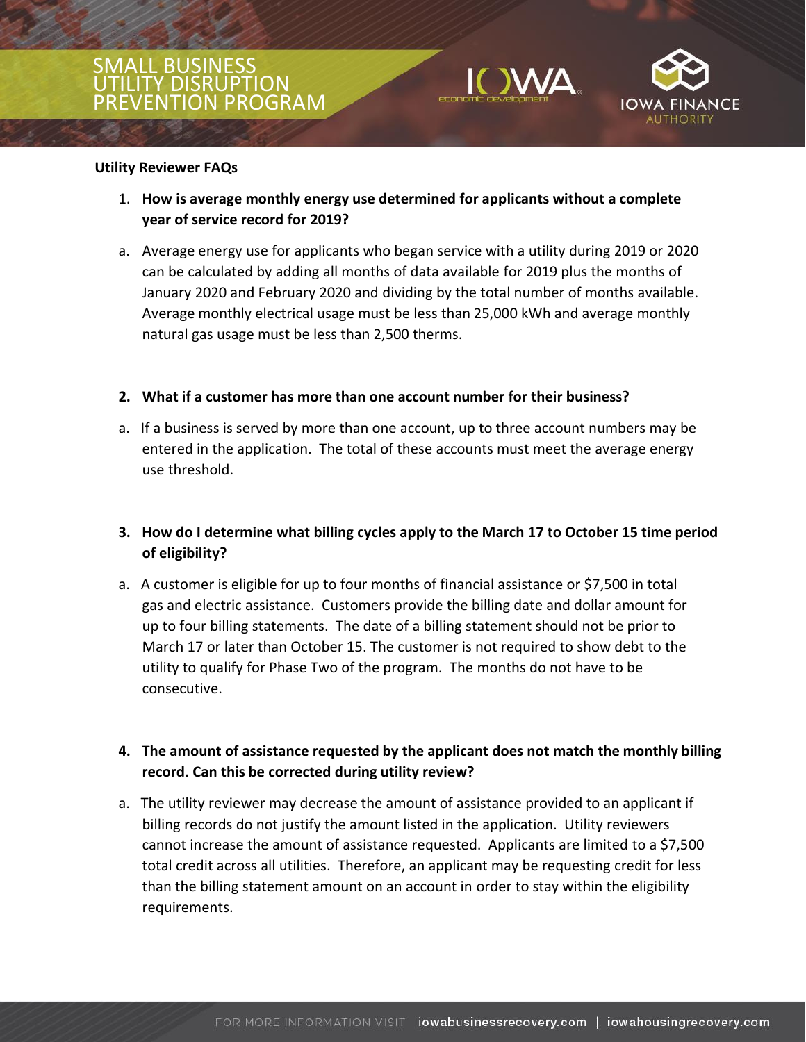# SMALL BUSINESS UTILITY DISRUPTION PREVENTION PROGRAM

**Utility Reviewer FAQs**

1. **How is average monthly energy use determined for applicants without a complete year of service record for 2019?**

   a. Average energy use for applicants who began service with a utility during 2019 or 2020 can be calculated by adding all months of data available for 2019 plus the months of January 2020 and February 2020 and dividing by the total number of months available. Average monthly electrical usage must be less than 25,000 kWh and average monthly natural gas usage must be less than 2,500 therms.

2. **What if a customer has more than one account number for their business?**

   a. If a business is served by more than one account, up to three account numbers may be entered in the application. The total of these accounts must meet the average energy use threshold.

3. **How do I determine what billing cycles apply to the March 17 to October 15 time period of eligibility?**

   a. A customer is eligible for up to four months of financial assistance or $7,500 in total gas and electric assistance. Customers provide the billing date and dollar amount for up to four billing statements. The date of a billing statement should not be prior to March 17 or later than October 15. The customer is not required to show debt to the utility to qualify for Phase Two of the program. The months do not have to be consecutive.

4. **The amount of assistance requested by the applicant does not match the monthly billing record. Can this be corrected during utility review?**

   a. The utility reviewer may decrease the amount of assistance provided to an applicant if billing records do not justify the amount listed in the application. Utility reviewers cannot increase the amount of assistance requested. Applicants are limited to a $7,500 total credit across all utilities. Therefore, an applicant may be requesting credit for less than the billing statement amount on an account in order to stay within the eligibility requirements.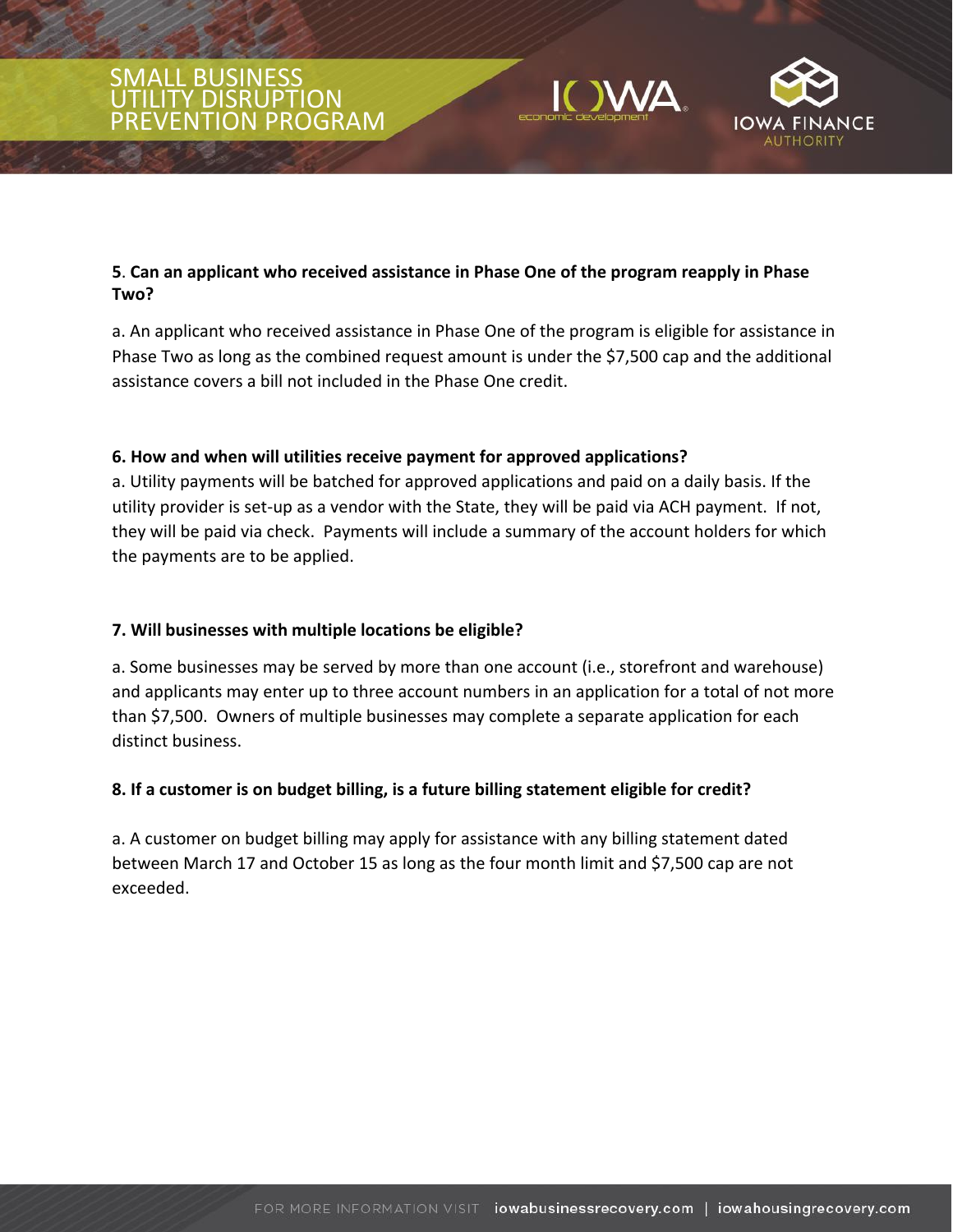**5. Can an applicant who received assistance in Phase One of the program reapply in Phase Two?**

a. An applicant who received assistance in Phase One of the program is eligible for assistance in Phase Two as long as the combined request amount is under the $7,500 cap and the additional assistance covers a bill not included in the Phase One credit.

**6. How and when will utilities receive payment for approved applications?**

a. Utility payments will be batched for approved applications and paid on a daily basis. If the utility provider is set-up as a vendor with the State, they will be paid via ACH payment. If not, they will be paid via check. Payments will include a summary of the account holders for which the payments are to be applied.

**7. Will businesses with multiple locations be eligible?**

a. Some businesses may be served by more than one account (i.e., storefront and warehouse) and applicants may enter up to three account numbers in an application for a total of not more than $7,500. Owners of multiple businesses may complete a separate application for each distinct business.

**8. If a customer is on budget billing, is a future billing statement eligible for credit?**

a. A customer on budget billing may apply for assistance with any billing statement dated between March 17 and October 15 as long as the four month limit and $7,500 cap are not exceeded.